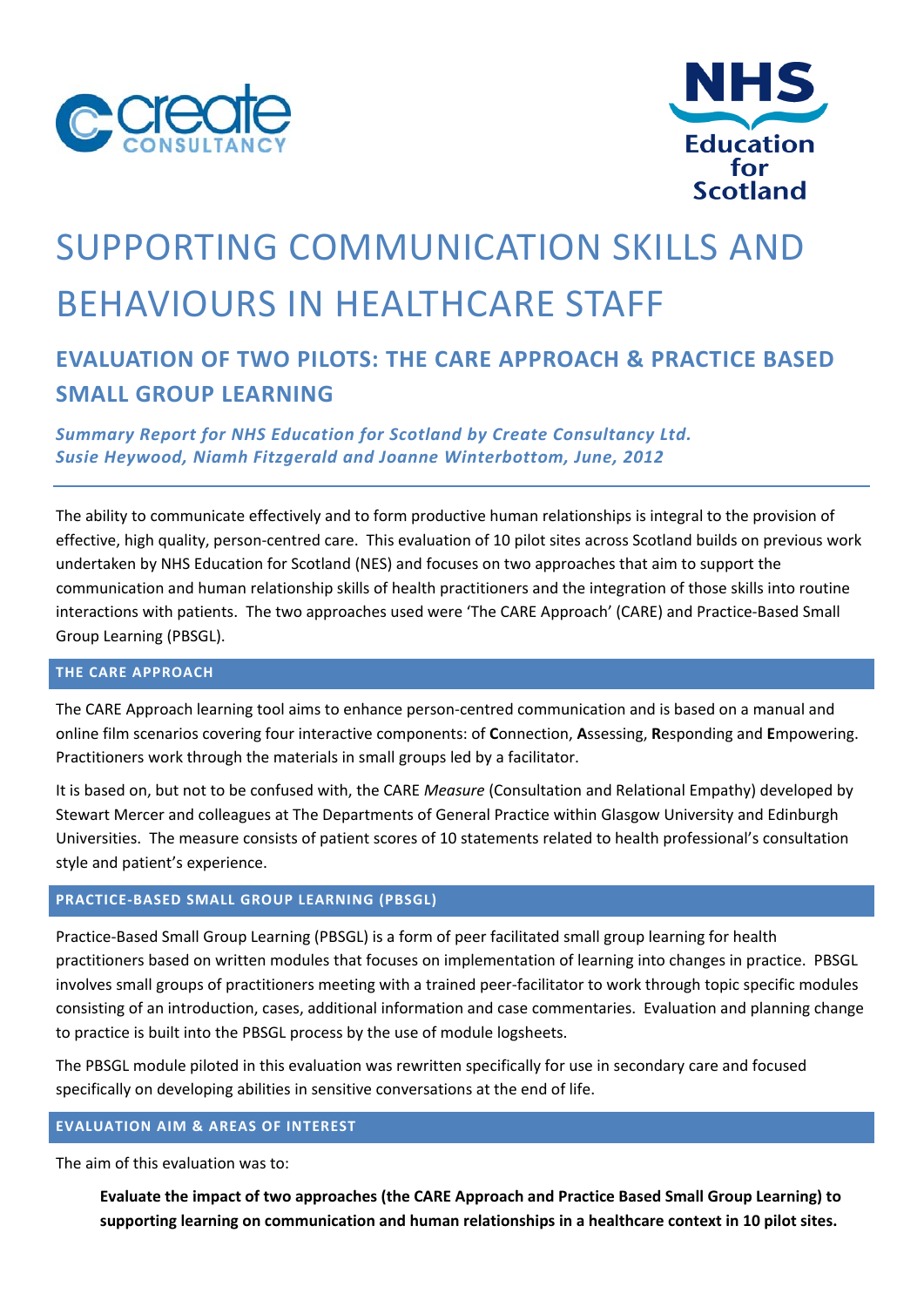# SUPPORTING COMMUNICATION SKILLS AND BEHAVIOURS IN HEALTHCARE STAFF

## EVALUATION OF TWO PILOTS: THE CARE APPROACH & PRACTICE BASED SMALL GROUP LEARNING

***Summary Report for NHS Education for Scotland by Create Consultancy Ltd.***
***Susie Heywood, Niamh Fitzgerald and Joanne Winterbottom, June, 2012***

The ability to communicate effectively and to form productive human relationships is integral to the provision of effective, high quality, person-centred care. This evaluation of 10 pilot sites across Scotland builds on previous work undertaken by NHS Education for Scotland (NES) and focuses on two approaches that aim to support the communication and human relationship skills of health practitioners and the integration of those skills into routine interactions with patients. The two approaches used were 'The CARE Approach' (CARE) and Practice-Based Small Group Learning (PBSGL).

### THE CARE APPROACH

The CARE Approach learning tool aims to enhance person-centred communication and is based on a manual and online film scenarios covering four interactive components: of **C**onnection, **A**ssessing, **R**esponding and **E**mpowering. Practitioners work through the materials in small groups led by a facilitator.

It is based on, but not to be confused with, the CARE *Measure* (Consultation and Relational Empathy) developed by Stewart Mercer and colleagues at The Departments of General Practice within Glasgow University and Edinburgh Universities. The measure consists of patient scores of 10 statements related to health professional's consultation style and patient's experience.

### PRACTICE-BASED SMALL GROUP LEARNING (PBSGL)

Practice-Based Small Group Learning (PBSGL) is a form of peer facilitated small group learning for health practitioners based on written modules that focuses on implementation of learning into changes in practice. PBSGL involves small groups of practitioners meeting with a trained peer-facilitator to work through topic specific modules consisting of an introduction, cases, additional information and case commentaries. Evaluation and planning change to practice is built into the PBSGL process by the use of module logsheets.

The PBSGL module piloted in this evaluation was rewritten specifically for use in secondary care and focused specifically on developing abilities in sensitive conversations at the end of life.

### EVALUATION AIM & AREAS OF INTEREST

The aim of this evaluation was to:

> **Evaluate the impact of two approaches (the CARE Approach and Practice Based Small Group Learning) to supporting learning on communication and human relationships in a healthcare context in 10 pilot sites.**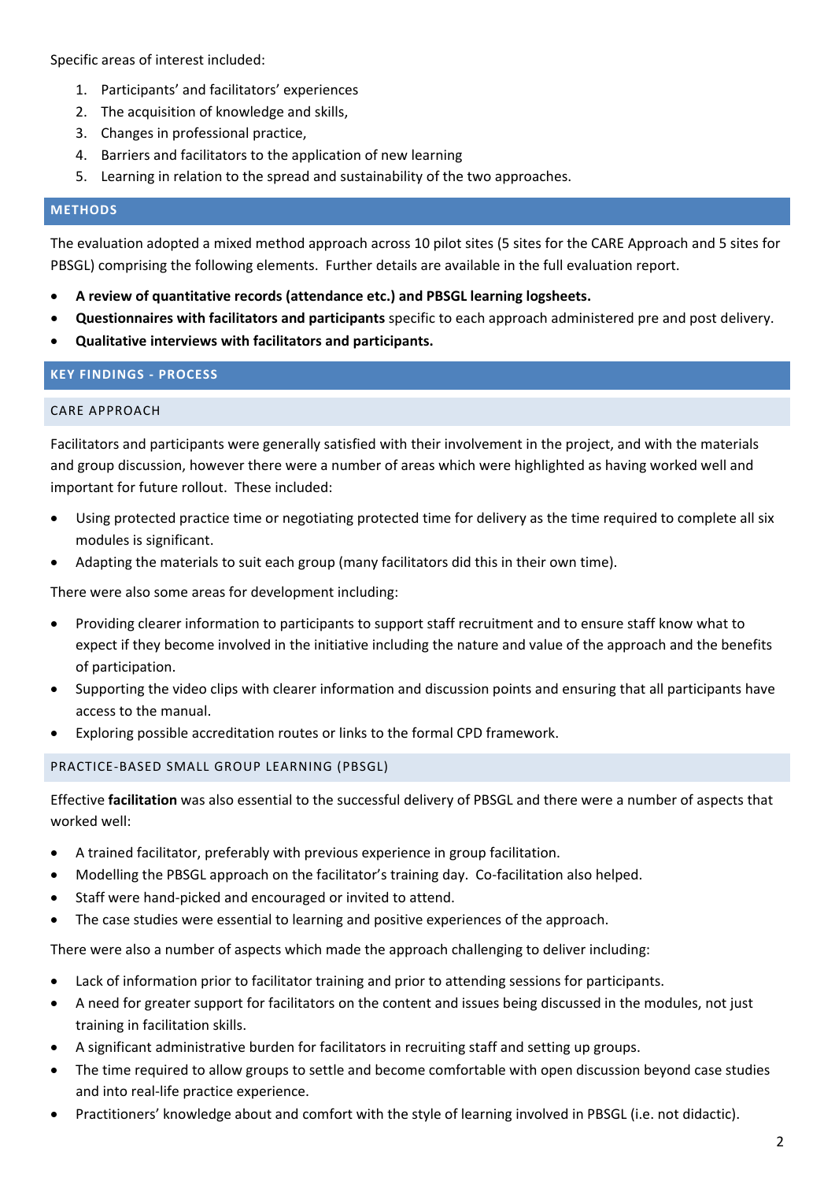Specific areas of interest included:

1. Participants' and facilitators' experiences
2. The acquisition of knowledge and skills,
3. Changes in professional practice,
4. Barriers and facilitators to the application of new learning
5. Learning in relation to the spread and sustainability of the two approaches.

## METHODS

The evaluation adopted a mixed method approach across 10 pilot sites (5 sites for the CARE Approach and 5 sites for PBSGL) comprising the following elements. Further details are available in the full evaluation report.

- **A review of quantitative records (attendance etc.) and PBSGL learning logsheets.**
- **Questionnaires with facilitators and participants** specific to each approach administered pre and post delivery.
- **Qualitative interviews with facilitators and participants.**

## KEY FINDINGS - PROCESS

### CARE APPROACH

Facilitators and participants were generally satisfied with their involvement in the project, and with the materials and group discussion, however there were a number of areas which were highlighted as having worked well and important for future rollout. These included:

- Using protected practice time or negotiating protected time for delivery as the time required to complete all six modules is significant.
- Adapting the materials to suit each group (many facilitators did this in their own time).

There were also some areas for development including:

- Providing clearer information to participants to support staff recruitment and to ensure staff know what to expect if they become involved in the initiative including the nature and value of the approach and the benefits of participation.
- Supporting the video clips with clearer information and discussion points and ensuring that all participants have access to the manual.
- Exploring possible accreditation routes or links to the formal CPD framework.

### PRACTICE-BASED SMALL GROUP LEARNING (PBSGL)

Effective **facilitation** was also essential to the successful delivery of PBSGL and there were a number of aspects that worked well:

- A trained facilitator, preferably with previous experience in group facilitation.
- Modelling the PBSGL approach on the facilitator's training day. Co-facilitation also helped.
- Staff were hand-picked and encouraged or invited to attend.
- The case studies were essential to learning and positive experiences of the approach.

There were also a number of aspects which made the approach challenging to deliver including:

- Lack of information prior to facilitator training and prior to attending sessions for participants.
- A need for greater support for facilitators on the content and issues being discussed in the modules, not just training in facilitation skills.
- A significant administrative burden for facilitators in recruiting staff and setting up groups.
- The time required to allow groups to settle and become comfortable with open discussion beyond case studies and into real-life practice experience.
- Practitioners' knowledge about and comfort with the style of learning involved in PBSGL (i.e. not didactic).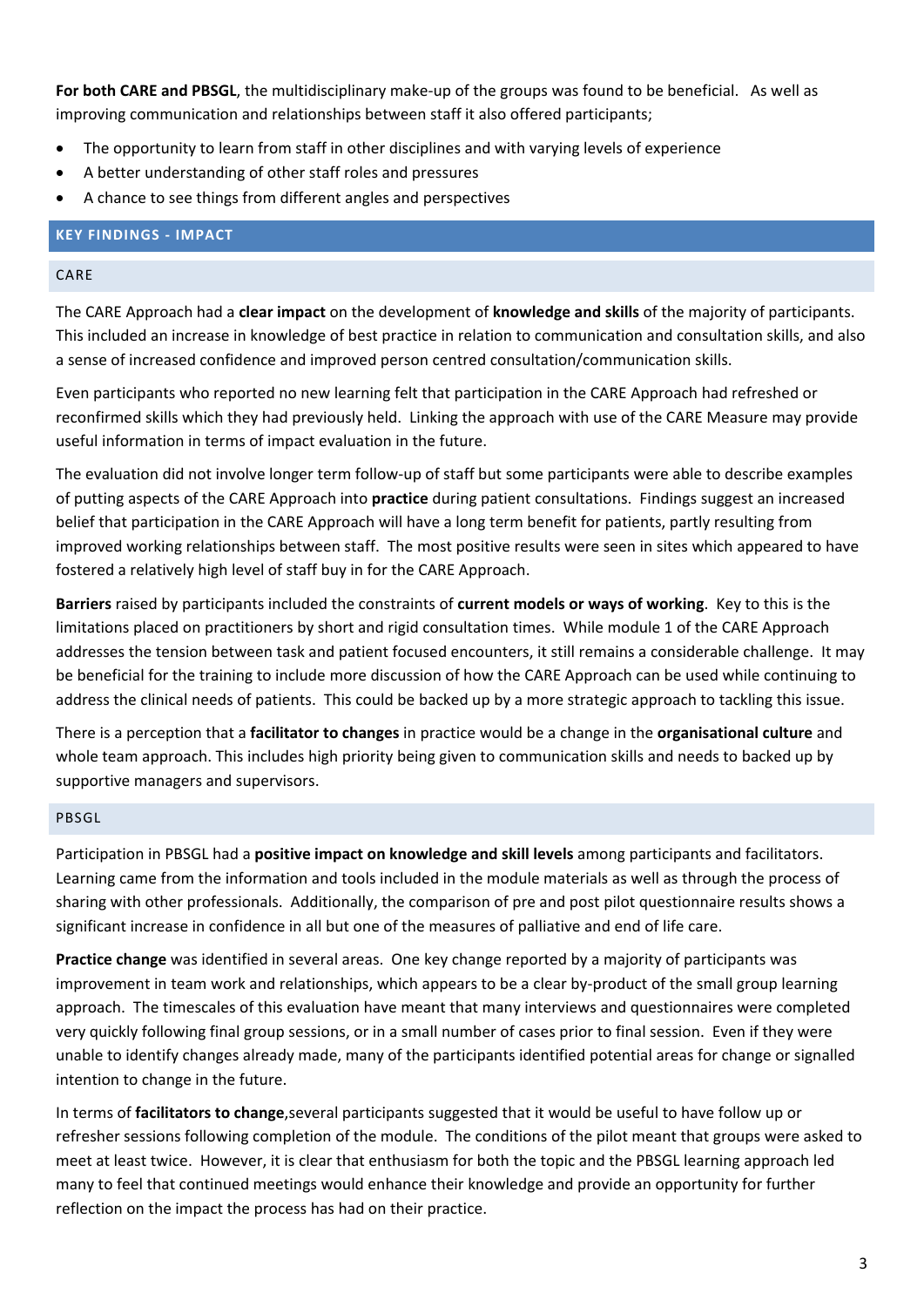**For both CARE and PBSGL**, the multidisciplinary make-up of the groups was found to be beneficial. As well as improving communication and relationships between staff it also offered participants;

- The opportunity to learn from staff in other disciplines and with varying levels of experience
- A better understanding of other staff roles and pressures
- A chance to see things from different angles and perspectives

## KEY FINDINGS - IMPACT

### CARE

The CARE Approach had a **clear impact** on the development of **knowledge and skills** of the majority of participants. This included an increase in knowledge of best practice in relation to communication and consultation skills, and also a sense of increased confidence and improved person centred consultation/communication skills.

Even participants who reported no new learning felt that participation in the CARE Approach had refreshed or reconfirmed skills which they had previously held. Linking the approach with use of the CARE Measure may provide useful information in terms of impact evaluation in the future.

The evaluation did not involve longer term follow-up of staff but some participants were able to describe examples of putting aspects of the CARE Approach into **practice** during patient consultations. Findings suggest an increased belief that participation in the CARE Approach will have a long term benefit for patients, partly resulting from improved working relationships between staff. The most positive results were seen in sites which appeared to have fostered a relatively high level of staff buy in for the CARE Approach.

**Barriers** raised by participants included the constraints of **current models or ways of working**. Key to this is the limitations placed on practitioners by short and rigid consultation times. While module 1 of the CARE Approach addresses the tension between task and patient focused encounters, it still remains a considerable challenge. It may be beneficial for the training to include more discussion of how the CARE Approach can be used while continuing to address the clinical needs of patients. This could be backed up by a more strategic approach to tackling this issue.

There is a perception that a **facilitator to changes** in practice would be a change in the **organisational culture** and whole team approach. This includes high priority being given to communication skills and needs to backed up by supportive managers and supervisors.

### PBSGL

Participation in PBSGL had a **positive impact on knowledge and skill levels** among participants and facilitators. Learning came from the information and tools included in the module materials as well as through the process of sharing with other professionals. Additionally, the comparison of pre and post pilot questionnaire results shows a significant increase in confidence in all but one of the measures of palliative and end of life care.

**Practice change** was identified in several areas. One key change reported by a majority of participants was improvement in team work and relationships, which appears to be a clear by-product of the small group learning approach. The timescales of this evaluation have meant that many interviews and questionnaires were completed very quickly following final group sessions, or in a small number of cases prior to final session. Even if they were unable to identify changes already made, many of the participants identified potential areas for change or signalled intention to change in the future.

In terms of **facilitators to change**,several participants suggested that it would be useful to have follow up or refresher sessions following completion of the module. The conditions of the pilot meant that groups were asked to meet at least twice. However, it is clear that enthusiasm for both the topic and the PBSGL learning approach led many to feel that continued meetings would enhance their knowledge and provide an opportunity for further reflection on the impact the process has had on their practice.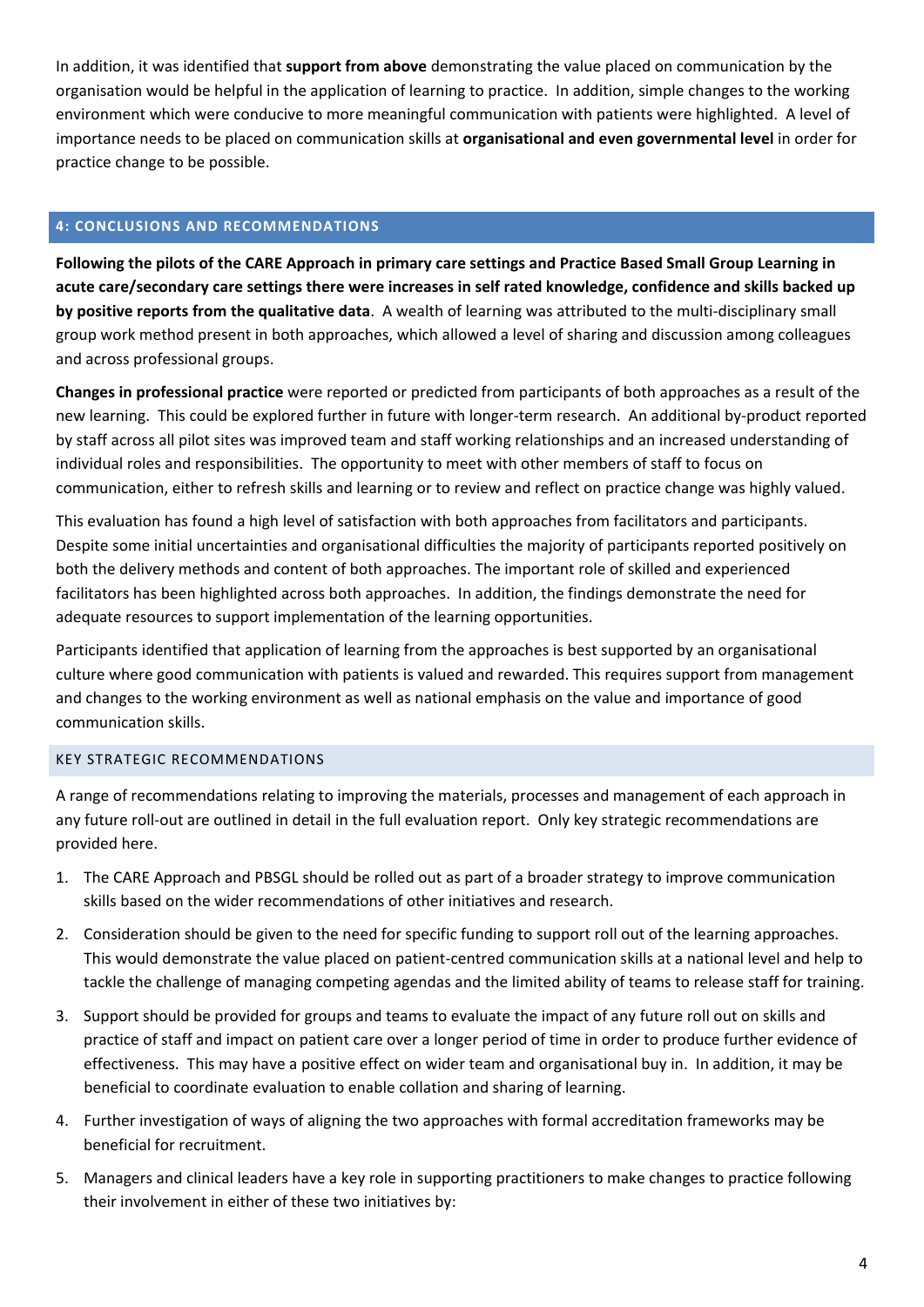In addition, it was identified that **support from above** demonstrating the value placed on communication by the organisation would be helpful in the application of learning to practice. In addition, simple changes to the working environment which were conducive to more meaningful communication with patients were highlighted. A level of importance needs to be placed on communication skills at **organisational and even governmental level** in order for practice change to be possible.

## 4: CONCLUSIONS AND RECOMMENDATIONS

**Following the pilots of the CARE Approach in primary care settings and Practice Based Small Group Learning in acute care/secondary care settings there were increases in self rated knowledge, confidence and skills backed up by positive reports from the qualitative data**. A wealth of learning was attributed to the multi-disciplinary small group work method present in both approaches, which allowed a level of sharing and discussion among colleagues and across professional groups.

**Changes in professional practice** were reported or predicted from participants of both approaches as a result of the new learning. This could be explored further in future with longer-term research. An additional by-product reported by staff across all pilot sites was improved team and staff working relationships and an increased understanding of individual roles and responsibilities. The opportunity to meet with other members of staff to focus on communication, either to refresh skills and learning or to review and reflect on practice change was highly valued.

This evaluation has found a high level of satisfaction with both approaches from facilitators and participants. Despite some initial uncertainties and organisational difficulties the majority of participants reported positively on both the delivery methods and content of both approaches. The important role of skilled and experienced facilitators has been highlighted across both approaches. In addition, the findings demonstrate the need for adequate resources to support implementation of the learning opportunities.

Participants identified that application of learning from the approaches is best supported by an organisational culture where good communication with patients is valued and rewarded. This requires support from management and changes to the working environment as well as national emphasis on the value and importance of good communication skills.

### KEY STRATEGIC RECOMMENDATIONS

A range of recommendations relating to improving the materials, processes and management of each approach in any future roll-out are outlined in detail in the full evaluation report. Only key strategic recommendations are provided here.

1. The CARE Approach and PBSGL should be rolled out as part of a broader strategy to improve communication skills based on the wider recommendations of other initiatives and research.
2. Consideration should be given to the need for specific funding to support roll out of the learning approaches. This would demonstrate the value placed on patient-centred communication skills at a national level and help to tackle the challenge of managing competing agendas and the limited ability of teams to release staff for training.
3. Support should be provided for groups and teams to evaluate the impact of any future roll out on skills and practice of staff and impact on patient care over a longer period of time in order to produce further evidence of effectiveness. This may have a positive effect on wider team and organisational buy in. In addition, it may be beneficial to coordinate evaluation to enable collation and sharing of learning.
4. Further investigation of ways of aligning the two approaches with formal accreditation frameworks may be beneficial for recruitment.
5. Managers and clinical leaders have a key role in supporting practitioners to make changes to practice following their involvement in either of these two initiatives by: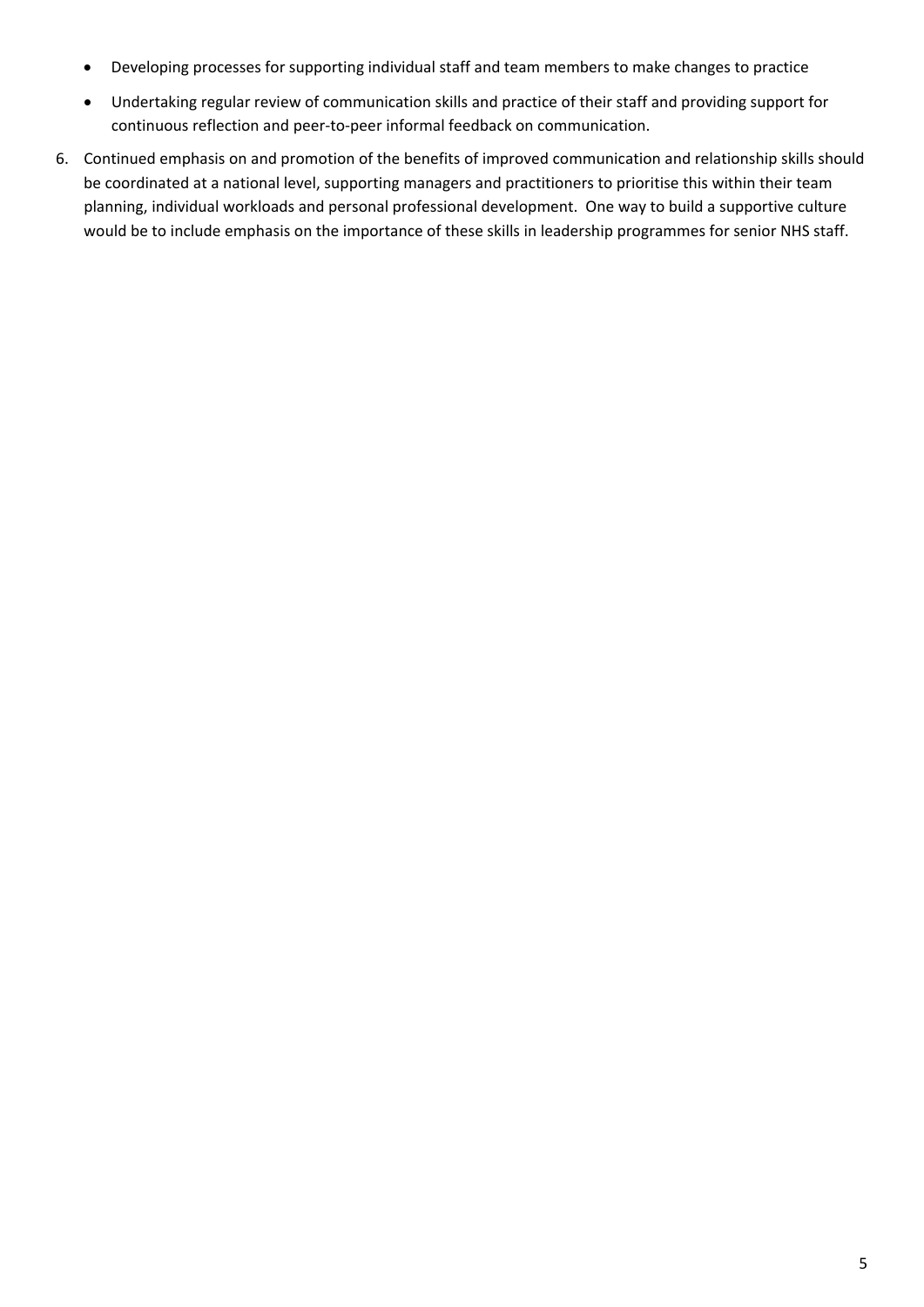- Developing processes for supporting individual staff and team members to make changes to practice
- Undertaking regular review of communication skills and practice of their staff and providing support for continuous reflection and peer-to-peer informal feedback on communication.

6. Continued emphasis on and promotion of the benefits of improved communication and relationship skills should be coordinated at a national level, supporting managers and practitioners to prioritise this within their team planning, individual workloads and personal professional development. One way to build a supportive culture would be to include emphasis on the importance of these skills in leadership programmes for senior NHS staff.